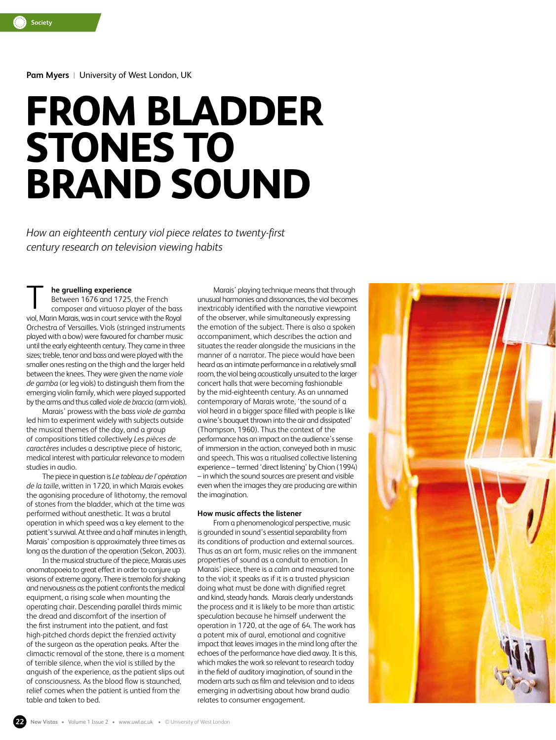Pam Myers | University of West London, UK

# FROM BLADDER STONES TO BRAND SOUND

*How an eighteenth century viol piece relates to twenty-first century research on television viewing habits*

## The gruelling experience

Between 1676 and 1725, the French composer and virtuoso player of the bass viol, Marin Marais, was in court service with the Royal Orchestra of Versailles. Viols (stringed instruments played with a bow) were favoured for chamber music until the early eighteenth century. They came in three sizes; treble, tenor and bass and were played with the smaller ones resting on the thigh and the larger held between the knees. They were given the name *viole de gamba* (or leg viols) to distinguish them from the emerging violin family, which were played supported by the arms and thus called *viole de braccia* (arm viols).

Marais' prowess with the bass *viole de gamba* led him to experiment widely with subjects outside the musical themes of the day, and a group of compositions titled collectively *Les pièces de caractères* includes a descriptive piece of historic, medical interest with particular relevance to modern studies in audio.

The piece in question is *Le tableau de l'opération de la taille*, written in 1720, in which Marais evokes the agonising procedure of lithotomy, the removal of stones from the bladder, which at the time was performed without anesthetic. It was a brutal operation in which speed was a key element to the patient's survival. At three and a half minutes in length, Marais' composition is approximately three times as long as the duration of the operation (Selcon, 2003).

In the musical structure of the piece, Marais uses onomatopoeia to great effect in order to conjure up visions of extreme agony. There is tremolo for shaking and nervousness as the patient confronts the medical equipment, a rising scale when mounting the operating chair. Descending parallel thirds mimic the dread and discomfort of the insertion of the first instrument into the patient, and fast high-pitched chords depict the frenzied activity of the surgeon as the operation peaks. After the climactic removal of the stone, there is a moment of terrible silence, when the viol is stilled by the anguish of the experience, as the patient slips out of consciousness. As the blood flow is staunched, relief comes when the patient is untied from the table and taken to bed.

Marais' playing technique means that through unusual harmonies and dissonances, the viol becomes inextricably identified with the narrative viewpoint of the observer, while simultaneously expressing the emotion of the subject. There is also a spoken accompaniment, which describes the action and situates the reader alongside the musicians in the manner of a narrator. The piece would have been heard as an intimate performance in a relatively small room, the viol being acoustically unsuited to the larger concert halls that were becoming fashionable by the mid-eighteenth century. As an unnamed contemporary of Marais wrote, 'the sound of a viol heard in a bigger space filled with people is like a wine's bouquet thrown into the air and dissipated' (Thompson, 1960). Thus the context of the performance has an impact on the audience's sense of immersion in the action, conveyed both in music and speech. This was a ritualised collective listening experience – termed 'direct listening' by Chion (1994) – in which the sound sources are present and visible even when the images they are producing are within the imagination.

## How music affects the listener

From a phenomenological perspective, music is grounded in sound's essential separability from its conditions of production and external sources. Thus as an art form, music relies on the immanent properties of sound as a conduit to emotion. In Marais' piece, there is a calm and measured tone to the viol; it speaks as if it is a trusted physician doing what must be done with dignified regret and kind, steady hands. Marais clearly understands the process and it is likely to be more than artistic speculation because he himself underwent the operation in 1720, at the age of 64. The work has a potent mix of aural, emotional and cognitive impact that leaves images in the mind long after the echoes of the performance have died away. It is this, which makes the work so relevant to research today in the field of auditory imagination, of sound in the modern arts such as film and television and to ideas emerging in advertising about how brand audio relates to consumer engagement.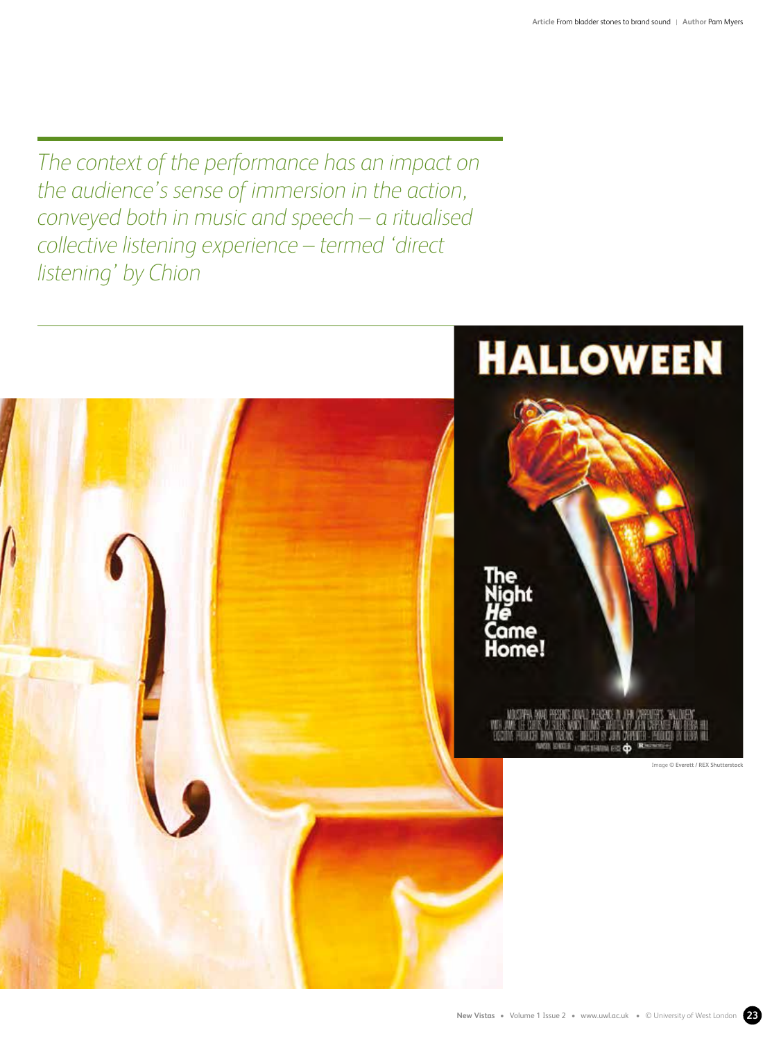*The context of the performance has an impact on the audience's sense of immersion in the action, conveyed both in music and speech – a ritualised collective listening experience – termed 'direct listening' by Chion*

Image © Everett / REX Shutterstock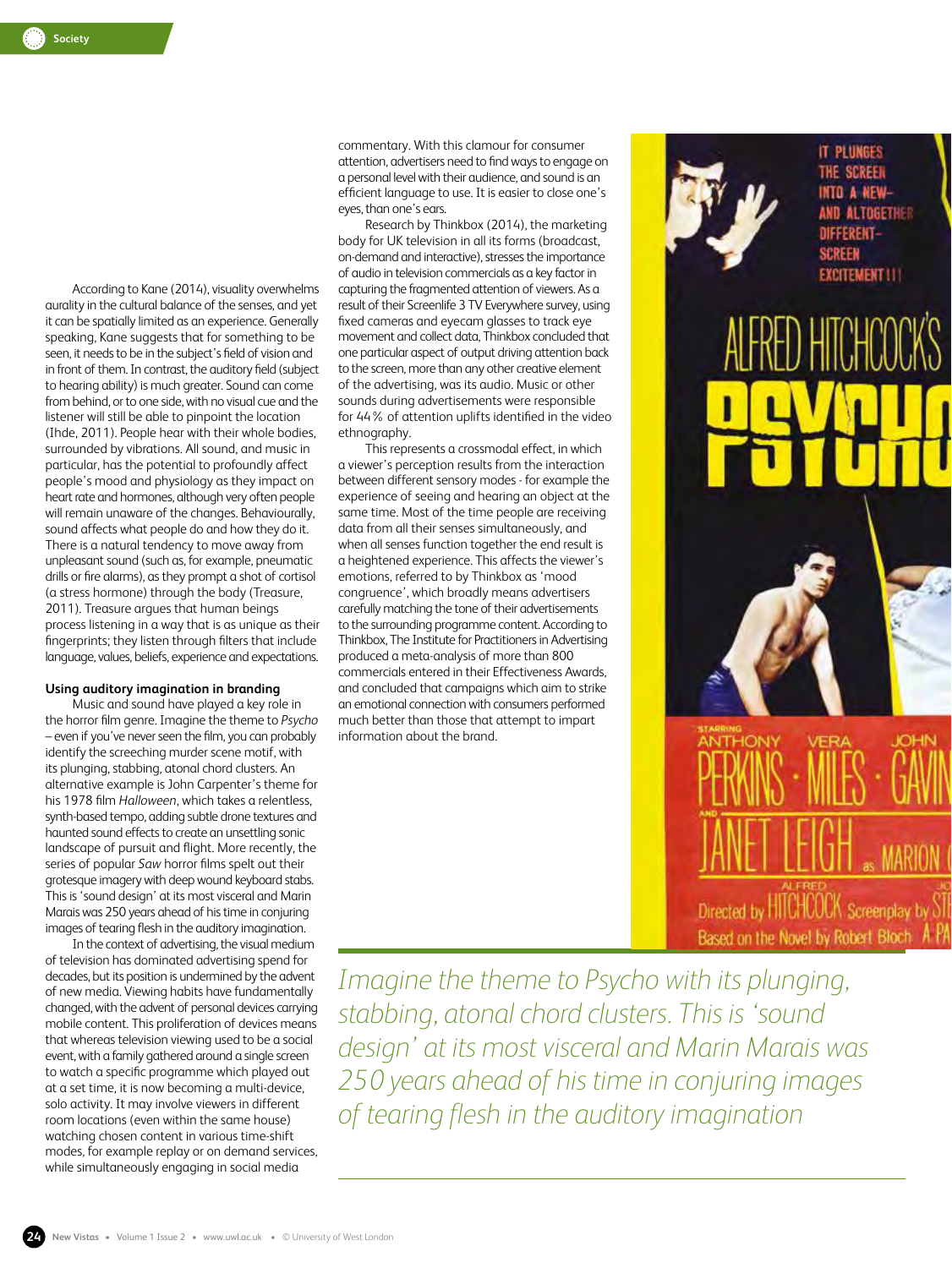According to Kane (2014), visuality overwhelms aurality in the cultural balance of the senses, and yet it can be spatially limited as an experience. Generally speaking, Kane suggests that for something to be seen, it needs to be in the subject's field of vision and in front of them. In contrast, the auditory field (subject to hearing ability) is much greater. Sound can come from behind, or to one side, with no visual cue and the listener will still be able to pinpoint the location (Ihde, 2011). People hear with their whole bodies, surrounded by vibrations. All sound, and music in particular, has the potential to profoundly affect people's mood and physiology as they impact on heart rate and hormones, although very often people will remain unaware of the changes. Behaviourally, sound affects what people do and how they do it. There is a natural tendency to move away from unpleasant sound (such as, for example, pneumatic drills or fire alarms), as they prompt a shot of cortisol (a stress hormone) through the body (Treasure, 2011). Treasure argues that human beings process listening in a way that is as unique as their fingerprints; they listen through filters that include language, values, beliefs, experience and expectations.

### Using auditory imagination in branding

Music and sound have played a key role in the horror film genre. Imagine the theme to *Psycho* – even if you've never seen the film, you can probably identify the screeching murder scene motif, with its plunging, stabbing, atonal chord clusters. An alternative example is John Carpenter's theme for his 1978 film *Halloween*, which takes a relentless, synth-based tempo, adding subtle drone textures and haunted sound effects to create an unsettling sonic landscape of pursuit and flight. More recently, the series of popular *Saw* horror films spelt out their grotesque imagery with deep wound keyboard stabs. This is 'sound design' at its most visceral and Marin Marais was 250 years ahead of his time in conjuring images of tearing flesh in the auditory imagination.

In the context of advertising, the visual medium of television has dominated advertising spend for decades, but its position is undermined by the advent of new media. Viewing habits have fundamentally changed, with the advent of personal devices carrying mobile content. This proliferation of devices means that whereas television viewing used to be a social event, with a family gathered around a single screen to watch a specific programme which played out at a set time, it is now becoming a multi-device, solo activity. It may involve viewers in different room locations (even within the same house) watching chosen content in various time-shift modes, for example replay or on demand services, while simultaneously engaging in social media commentary. With this clamour for consumer attention, advertisers need to find ways to engage on a personal level with their audience, and sound is an efficient language to use. It is easier to close one's eyes, than one's ears.

Research by Thinkbox (2014), the marketing body for UK television in all its forms (broadcast, on-demand and interactive), stresses the importance of audio in television commercials as a key factor in capturing the fragmented attention of viewers. As a result of their Screenlife 3 TV Everywhere survey, using fixed cameras and eyecam glasses to track eye movement and collect data, Thinkbox concluded that one particular aspect of output driving attention back to the screen, more than any other creative element of the advertising, was its audio. Music or other sounds during advertisements were responsible for 44% of attention uplifts identified in the video ethnography.

This represents a crossmodal effect, in which a viewer's perception results from the interaction between different sensory modes - for example the experience of seeing and hearing an object at the same time. Most of the time people are receiving data from all their senses simultaneously, and when all senses function together the end result is a heightened experience. This affects the viewer's emotions, referred to by Thinkbox as 'mood congruence', which broadly means advertisers carefully matching the tone of their advertisements to the surrounding programme content. According to Thinkbox, The Institute for Practitioners in Advertising produced a meta-analysis of more than 800 commercials entered in their Effectiveness Awards, and concluded that campaigns which aim to strike an emotional connection with consumers performed much better than those that attempt to impart information about the brand.

*Imagine the theme to Psycho with its plunging, stabbing, atonal chord clusters. This is 'sound design' at its most visceral and Marin Marais was 250 years ahead of his time in conjuring images of tearing flesh in the auditory imagination*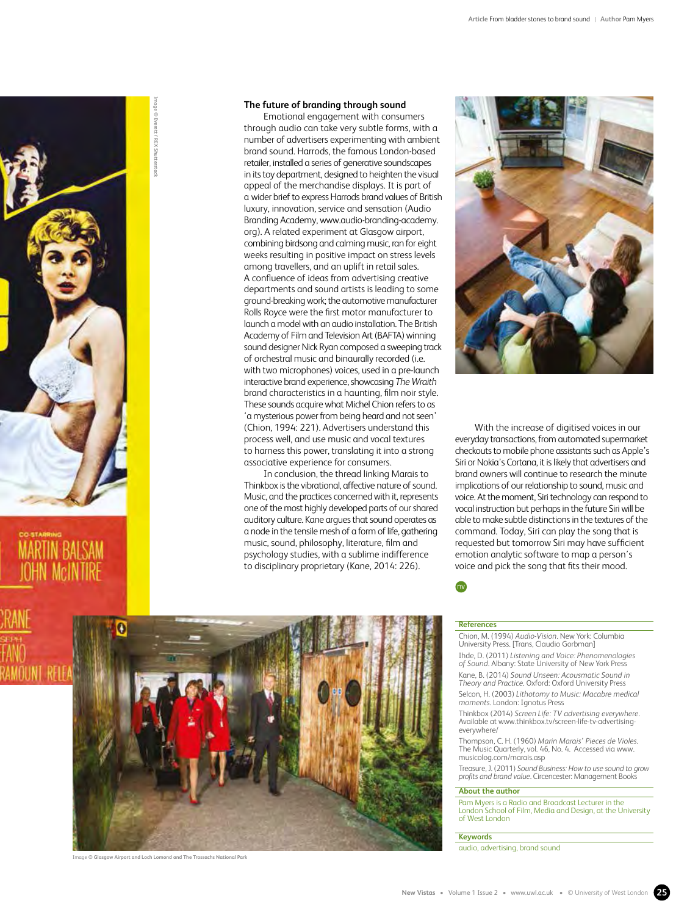## The future of branding through sound

Emotional engagement with consumers through audio can take very subtle forms, with a number of advertisers experimenting with ambient brand sound. Harrods, the famous London-based retailer, installed a series of generative soundscapes in its toy department, designed to heighten the visual appeal of the merchandise displays. It is part of a wider brief to express Harrods brand values of British luxury, innovation, service and sensation (Audio Branding Academy, www.audio-branding-academy.org). A related experiment at Glasgow airport, combining birdsong and calming music, ran for eight weeks resulting in positive impact on stress levels among travellers, and an uplift in retail sales. A confluence of ideas from advertising creative departments and sound artists is leading to some ground-breaking work; the automotive manufacturer Rolls Royce were the first motor manufacturer to launch a model with an audio installation. The British Academy of Film and Television Art (BAFTA) winning sound designer Nick Ryan composed a sweeping track of orchestral music and binaurally recorded (i.e. with two microphones) voices, used in a pre-launch interactive brand experience, showcasing *The Wraith* brand characteristics in a haunting, film noir style. These sounds acquire what Michel Chion refers to as 'a mysterious power from being heard and not seen' (Chion, 1994: 221). Advertisers understand this process well, and use music and vocal textures to harness this power, translating it into a strong associative experience for consumers.

In conclusion, the thread linking Marais to Thinkbox is the vibrational, affective nature of sound. Music, and the practices concerned with it, represents one of the most highly developed parts of our shared auditory culture. Kane argues that sound operates as a node in the tensile mesh of a form of life, gathering music, sound, philosophy, literature, film and psychology studies, with a sublime indifference to disciplinary proprietary (Kane, 2014: 226).

With the increase of digitised voices in our everyday transactions, from automated supermarket checkouts to mobile phone assistants such as Apple's Siri or Nokia's Cortana, it is likely that advertisers and brand owners will continue to research the minute implications of our relationship to sound, music and voice. At the moment, Siri technology can respond to vocal instruction but perhaps in the future Siri will be able to make subtle distinctions in the textures of the command. Today, Siri can play the song that is requested but tomorrow Siri may have sufficient emotion analytic software to map a person's voice and pick the song that fits their mood.

Image © Glasgow Airport and Loch Lomond and The Trossachs National Park

### References

Chion, M. (1994) *Audio-Vision*. New York: Columbia University Press. [Trans, Claudio Gorbman]

Ihde, D. (2011) *Listening and Voice: Phenomenologies of Sound*. Albany: State University of New York Press

Kane, B. (2014) *Sound Unseen: Acousmatic Sound in Theory and Practice*. Oxford: Oxford University Press

Selcon, H. (2003) *Lithotomy to Music: Macabre medical moments*. London: Ignotus Press

Thinkbox (2014) *Screen Life: TV advertising everywhere*. Available at www.thinkbox.tv/screen-life-tv-advertising-everywhere/

Thompson, C. H. (1960) *Marin Marais' Pieces de Violes*. The Music Quarterly, vol. 46, No. 4. Accessed via www.musicolog.com/marais.asp

Treasure, J. (2011) *Sound Business: How to use sound to grow profits and brand value*. Circencester: Management Books

### About the author

Pam Myers is a Radio and Broadcast Lecturer in the London School of Film, Media and Design, at the University of West London

### Keywords

audio, advertising, brand sound